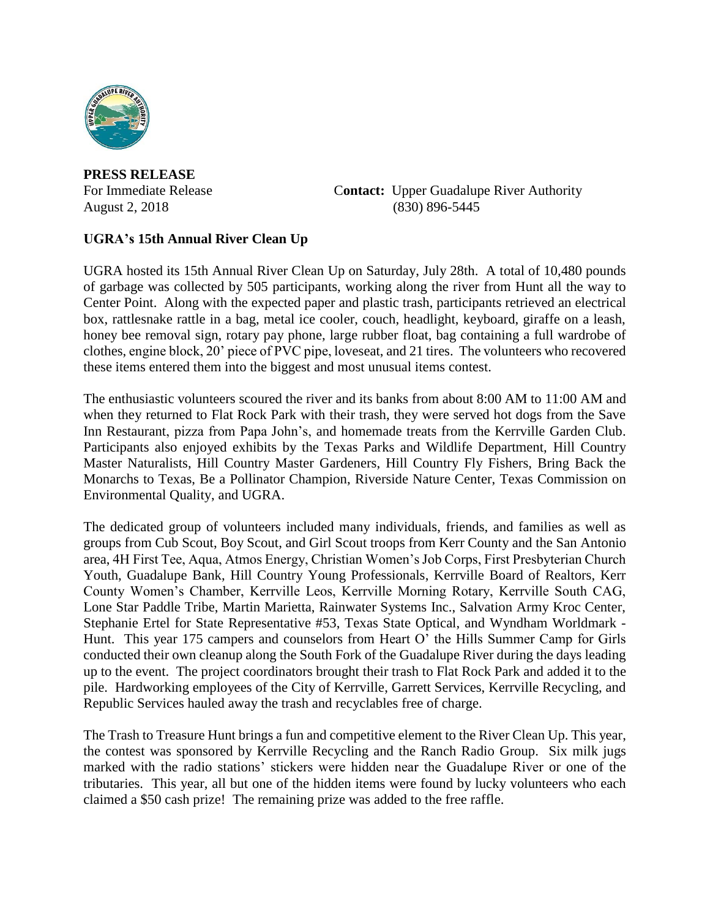**PRESS RELEASE**

For Immediate Release
August 2, 2018

**Contact:** Upper Guadalupe River Authority
(830) 896-5445

**UGRA's 15th Annual River Clean Up**

UGRA hosted its 15th Annual River Clean Up on Saturday, July 28th. A total of 10,480 pounds of garbage was collected by 505 participants, working along the river from Hunt all the way to Center Point. Along with the expected paper and plastic trash, participants retrieved an electrical box, rattlesnake rattle in a bag, metal ice cooler, couch, headlight, keyboard, giraffe on a leash, honey bee removal sign, rotary pay phone, large rubber float, bag containing a full wardrobe of clothes, engine block, 20' piece of PVC pipe, loveseat, and 21 tires. The volunteers who recovered these items entered them into the biggest and most unusual items contest.

The enthusiastic volunteers scoured the river and its banks from about 8:00 AM to 11:00 AM and when they returned to Flat Rock Park with their trash, they were served hot dogs from the Save Inn Restaurant, pizza from Papa John's, and homemade treats from the Kerrville Garden Club. Participants also enjoyed exhibits by the Texas Parks and Wildlife Department, Hill Country Master Naturalists, Hill Country Master Gardeners, Hill Country Fly Fishers, Bring Back the Monarchs to Texas, Be a Pollinator Champion, Riverside Nature Center, Texas Commission on Environmental Quality, and UGRA.

The dedicated group of volunteers included many individuals, friends, and families as well as groups from Cub Scout, Boy Scout, and Girl Scout troops from Kerr County and the San Antonio area, 4H First Tee, Aqua, Atmos Energy, Christian Women's Job Corps, First Presbyterian Church Youth, Guadalupe Bank, Hill Country Young Professionals, Kerrville Board of Realtors, Kerr County Women's Chamber, Kerrville Leos, Kerrville Morning Rotary, Kerrville South CAG, Lone Star Paddle Tribe, Martin Marietta, Rainwater Systems Inc., Salvation Army Kroc Center, Stephanie Ertel for State Representative #53, Texas State Optical, and Wyndham Worldmark - Hunt. This year 175 campers and counselors from Heart O' the Hills Summer Camp for Girls conducted their own cleanup along the South Fork of the Guadalupe River during the days leading up to the event. The project coordinators brought their trash to Flat Rock Park and added it to the pile. Hardworking employees of the City of Kerrville, Garrett Services, Kerrville Recycling, and Republic Services hauled away the trash and recyclables free of charge.

The Trash to Treasure Hunt brings a fun and competitive element to the River Clean Up. This year, the contest was sponsored by Kerrville Recycling and the Ranch Radio Group. Six milk jugs marked with the radio stations' stickers were hidden near the Guadalupe River or one of the tributaries. This year, all but one of the hidden items were found by lucky volunteers who each claimed a $50 cash prize! The remaining prize was added to the free raffle.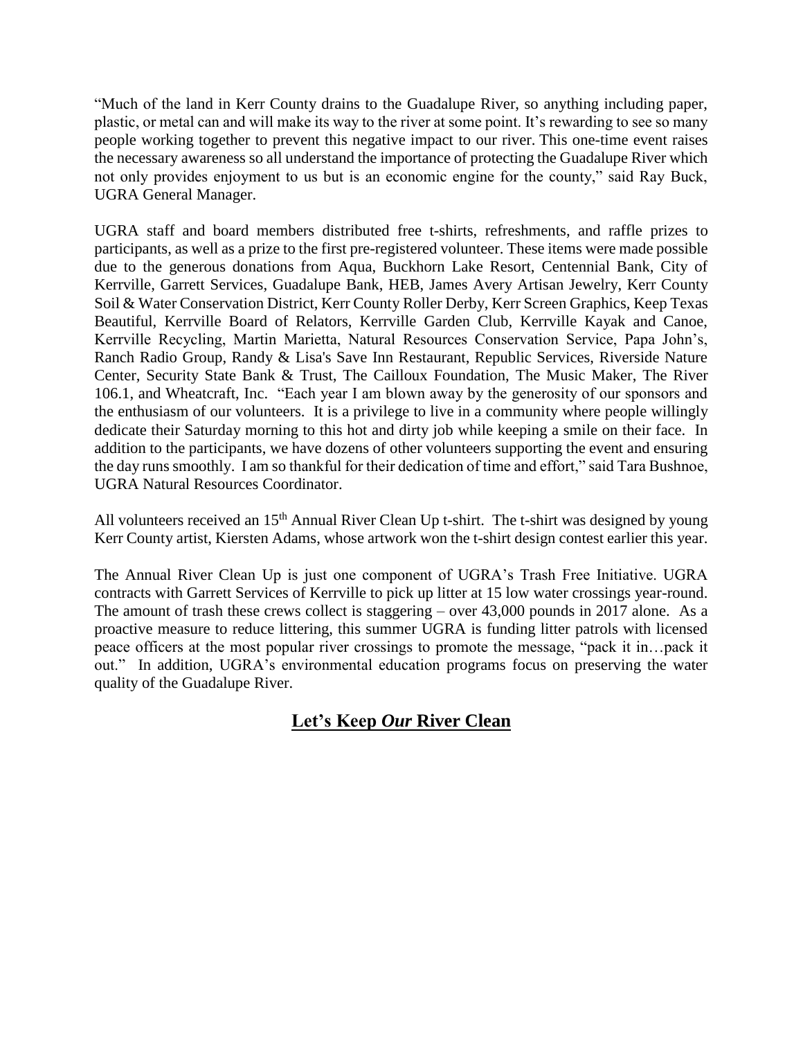"Much of the land in Kerr County drains to the Guadalupe River, so anything including paper, plastic, or metal can and will make its way to the river at some point. It's rewarding to see so many people working together to prevent this negative impact to our river. This one-time event raises the necessary awareness so all understand the importance of protecting the Guadalupe River which not only provides enjoyment to us but is an economic engine for the county," said Ray Buck, UGRA General Manager.

UGRA staff and board members distributed free t-shirts, refreshments, and raffle prizes to participants, as well as a prize to the first pre-registered volunteer. These items were made possible due to the generous donations from Aqua, Buckhorn Lake Resort, Centennial Bank, City of Kerrville, Garrett Services, Guadalupe Bank, HEB, James Avery Artisan Jewelry, Kerr County Soil & Water Conservation District, Kerr County Roller Derby, Kerr Screen Graphics, Keep Texas Beautiful, Kerrville Board of Relators, Kerrville Garden Club, Kerrville Kayak and Canoe, Kerrville Recycling, Martin Marietta, Natural Resources Conservation Service, Papa John's, Ranch Radio Group, Randy & Lisa's Save Inn Restaurant, Republic Services, Riverside Nature Center, Security State Bank & Trust, The Cailloux Foundation, The Music Maker, The River 106.1, and Wheatcraft, Inc. "Each year I am blown away by the generosity of our sponsors and the enthusiasm of our volunteers. It is a privilege to live in a community where people willingly dedicate their Saturday morning to this hot and dirty job while keeping a smile on their face. In addition to the participants, we have dozens of other volunteers supporting the event and ensuring the day runs smoothly. I am so thankful for their dedication of time and effort," said Tara Bushnoe, UGRA Natural Resources Coordinator.

All volunteers received an 15th Annual River Clean Up t-shirt. The t-shirt was designed by young Kerr County artist, Kiersten Adams, whose artwork won the t-shirt design contest earlier this year.

The Annual River Clean Up is just one component of UGRA's Trash Free Initiative. UGRA contracts with Garrett Services of Kerrville to pick up litter at 15 low water crossings year-round. The amount of trash these crews collect is staggering – over 43,000 pounds in 2017 alone. As a proactive measure to reduce littering, this summer UGRA is funding litter patrols with licensed peace officers at the most popular river crossings to promote the message, "pack it in…pack it out." In addition, UGRA's environmental education programs focus on preserving the water quality of the Guadalupe River.

## Let's Keep *Our* River Clean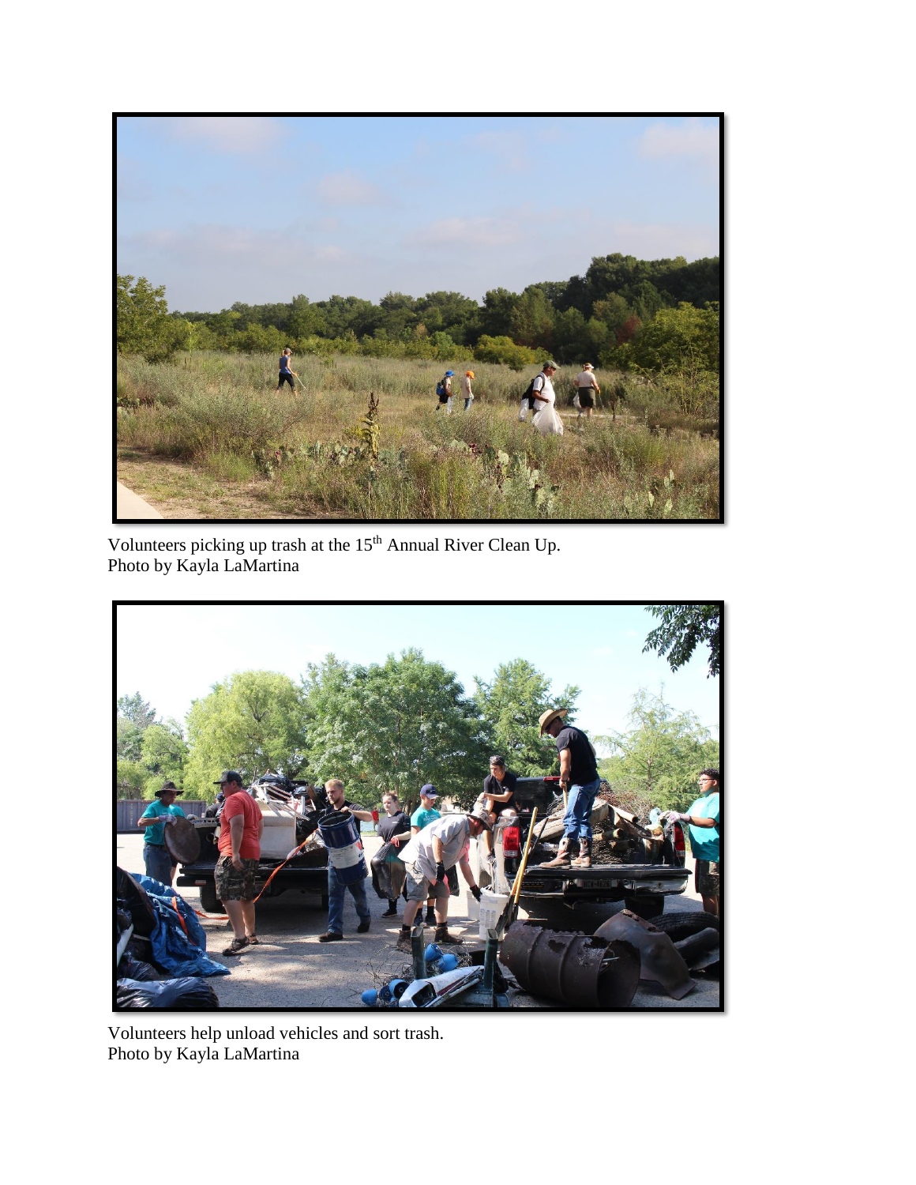Volunteers picking up trash at the 15th Annual River Clean Up.
Photo by Kayla LaMartina

Volunteers help unload vehicles and sort trash.
Photo by Kayla LaMartina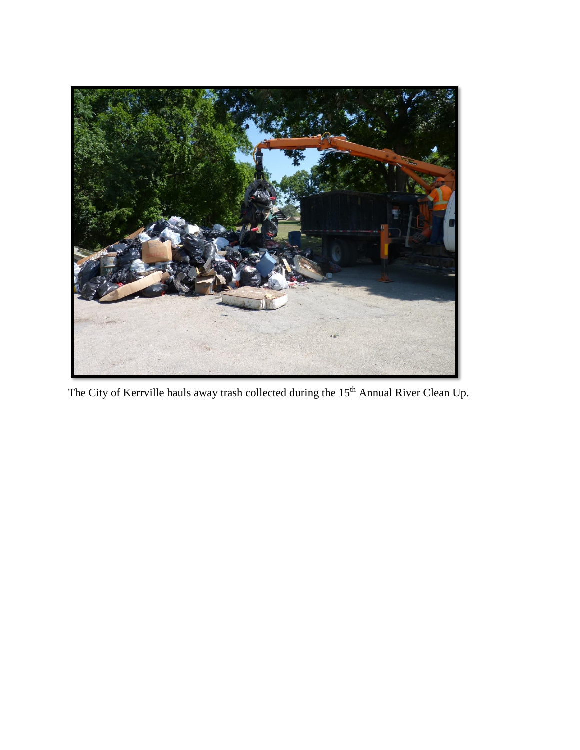The City of Kerrville hauls away trash collected during the 15th Annual River Clean Up.